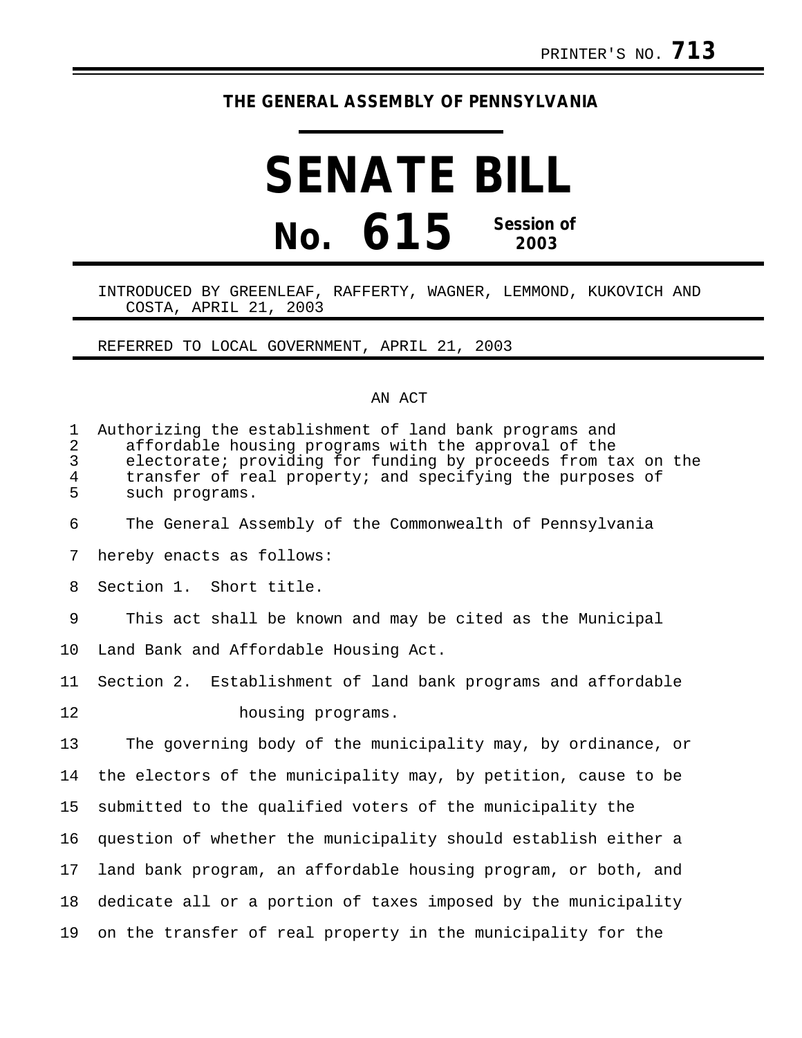PRINTER'S NO. **713**

**THE GENERAL ASSEMBLY OF PENNSYLVANIA**

# SENATE BILL

# No. 615 Session of 2003

INTRODUCED BY GREENLEAF, RAFFERTY, WAGNER, LEMMOND, KUKOVICH AND COSTA, APRIL 21, 2003

REFERRED TO LOCAL GOVERNMENT, APRIL 21, 2003

AN ACT

Authorizing the establishment of land bank programs and affordable housing programs with the approval of the electorate; providing for funding by proceeds from tax on the transfer of real property; and specifying the purposes of such programs.

The General Assembly of the Commonwealth of Pennsylvania hereby enacts as follows:

Section 1. Short title.

This act shall be known and may be cited as the Municipal Land Bank and Affordable Housing Act.

Section 2. Establishment of land bank programs and affordable housing programs.

The governing body of the municipality may, by ordinance, or the electors of the municipality may, by petition, cause to be submitted to the qualified voters of the municipality the question of whether the municipality should establish either a land bank program, an affordable housing program, or both, and dedicate all or a portion of taxes imposed by the municipality on the transfer of real property in the municipality for the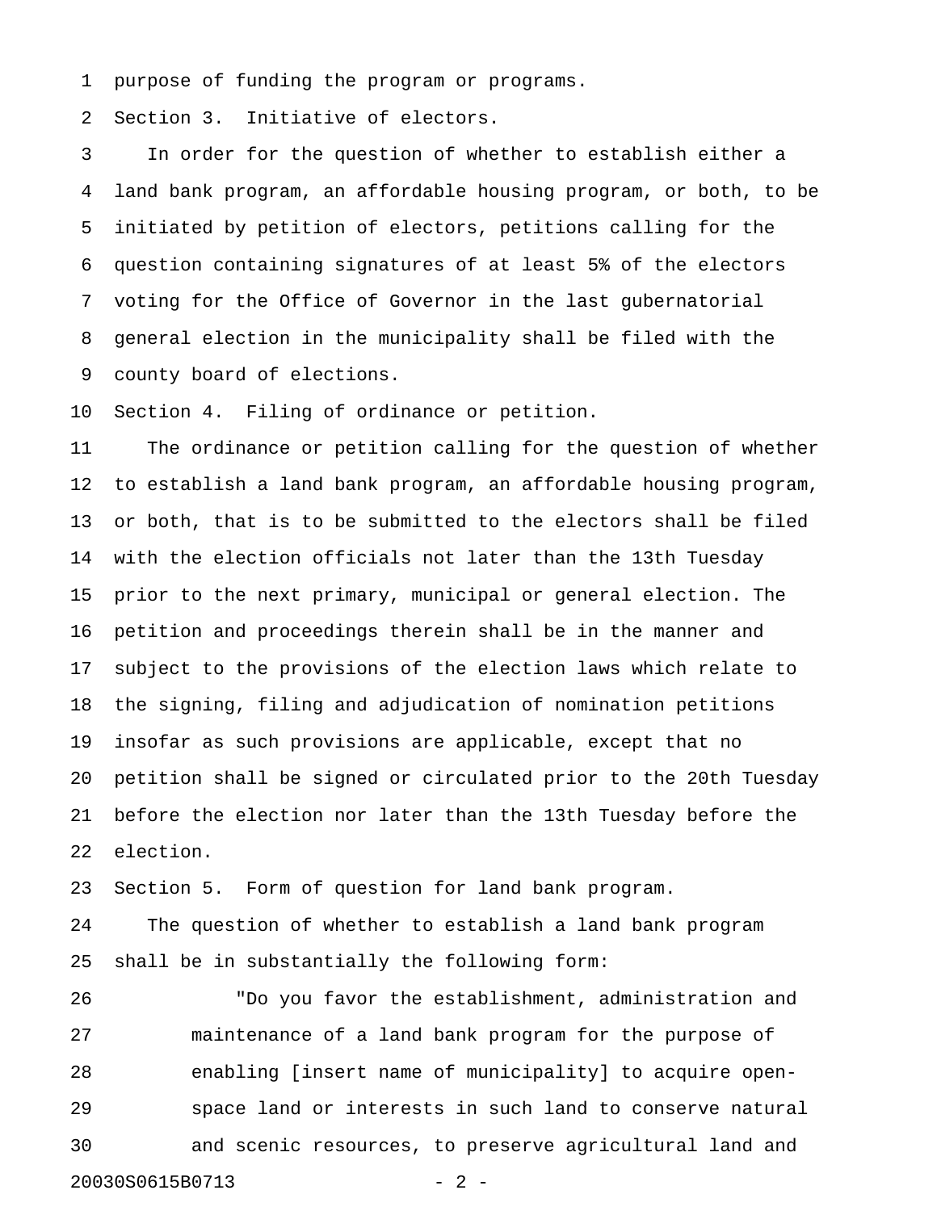purpose of funding the program or programs.

Section 3. Initiative of electors.

In order for the question of whether to establish either a land bank program, an affordable housing program, or both, to be initiated by petition of electors, petitions calling for the question containing signatures of at least 5% of the electors voting for the Office of Governor in the last gubernatorial general election in the municipality shall be filed with the county board of elections.

Section 4. Filing of ordinance or petition.

The ordinance or petition calling for the question of whether to establish a land bank program, an affordable housing program, or both, that is to be submitted to the electors shall be filed with the election officials not later than the 13th Tuesday prior to the next primary, municipal or general election. The petition and proceedings therein shall be in the manner and subject to the provisions of the election laws which relate to the signing, filing and adjudication of nomination petitions insofar as such provisions are applicable, except that no petition shall be signed or circulated prior to the 20th Tuesday before the election nor later than the 13th Tuesday before the election.

Section 5. Form of question for land bank program.

The question of whether to establish a land bank program shall be in substantially the following form:

> "Do you favor the establishment, administration and maintenance of a land bank program for the purpose of enabling [insert name of municipality] to acquire open-space land or interests in such land to conserve natural and scenic resources, to preserve agricultural land and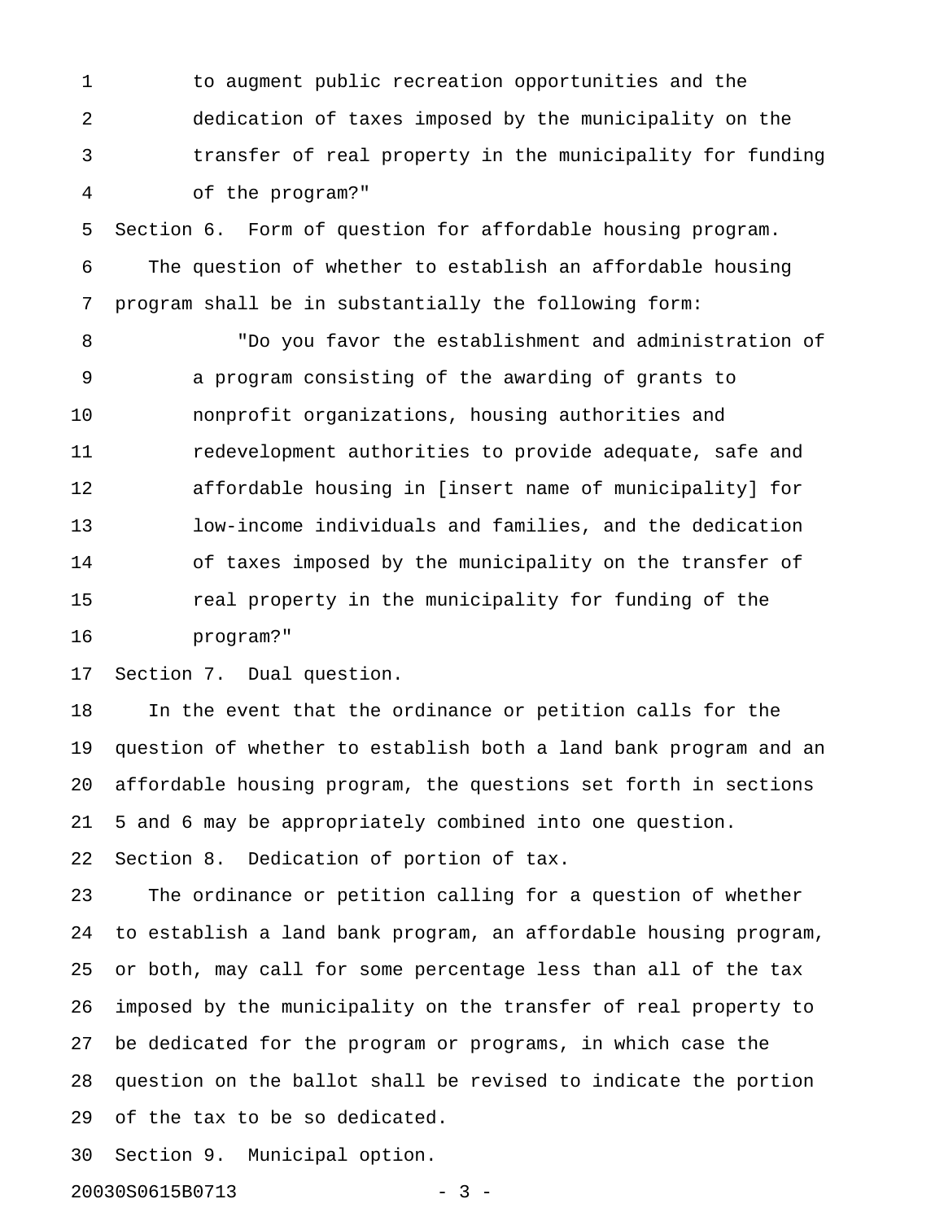to augment public recreation opportunities and the dedication of taxes imposed by the municipality on the transfer of real property in the municipality for funding of the program?"

Section 6. Form of question for affordable housing program.

The question of whether to establish an affordable housing program shall be in substantially the following form:

> "Do you favor the establishment and administration of a program consisting of the awarding of grants to nonprofit organizations, housing authorities and redevelopment authorities to provide adequate, safe and affordable housing in [insert name of municipality] for low-income individuals and families, and the dedication of taxes imposed by the municipality on the transfer of real property in the municipality for funding of the program?"

Section 7. Dual question.

In the event that the ordinance or petition calls for the question of whether to establish both a land bank program and an affordable housing program, the questions set forth in sections 5 and 6 may be appropriately combined into one question.

Section 8. Dedication of portion of tax.

The ordinance or petition calling for a question of whether to establish a land bank program, an affordable housing program, or both, may call for some percentage less than all of the tax imposed by the municipality on the transfer of real property to be dedicated for the program or programs, in which case the question on the ballot shall be revised to indicate the portion of the tax to be so dedicated.

Section 9. Municipal option.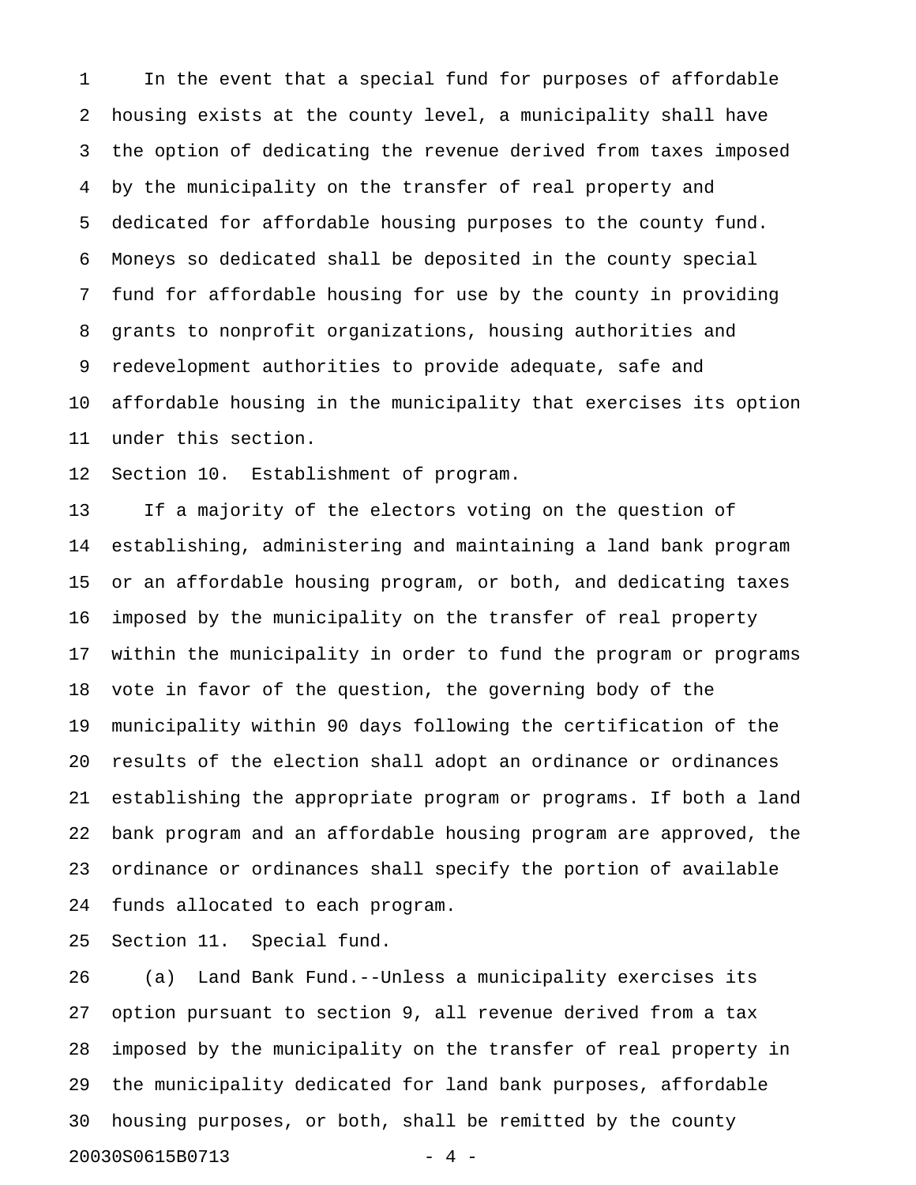In the event that a special fund for purposes of affordable housing exists at the county level, a municipality shall have the option of dedicating the revenue derived from taxes imposed by the municipality on the transfer of real property and dedicated for affordable housing purposes to the county fund. Moneys so dedicated shall be deposited in the county special fund for affordable housing for use by the county in providing grants to nonprofit organizations, housing authorities and redevelopment authorities to provide adequate, safe and affordable housing in the municipality that exercises its option under this section.

Section 10. Establishment of program.

If a majority of the electors voting on the question of establishing, administering and maintaining a land bank program or an affordable housing program, or both, and dedicating taxes imposed by the municipality on the transfer of real property within the municipality in order to fund the program or programs vote in favor of the question, the governing body of the municipality within 90 days following the certification of the results of the election shall adopt an ordinance or ordinances establishing the appropriate program or programs. If both a land bank program and an affordable housing program are approved, the ordinance or ordinances shall specify the portion of available funds allocated to each program.

Section 11. Special fund.

(a) Land Bank Fund.--Unless a municipality exercises its option pursuant to section 9, all revenue derived from a tax imposed by the municipality on the transfer of real property in the municipality dedicated for land bank purposes, affordable housing purposes, or both, shall be remitted by the county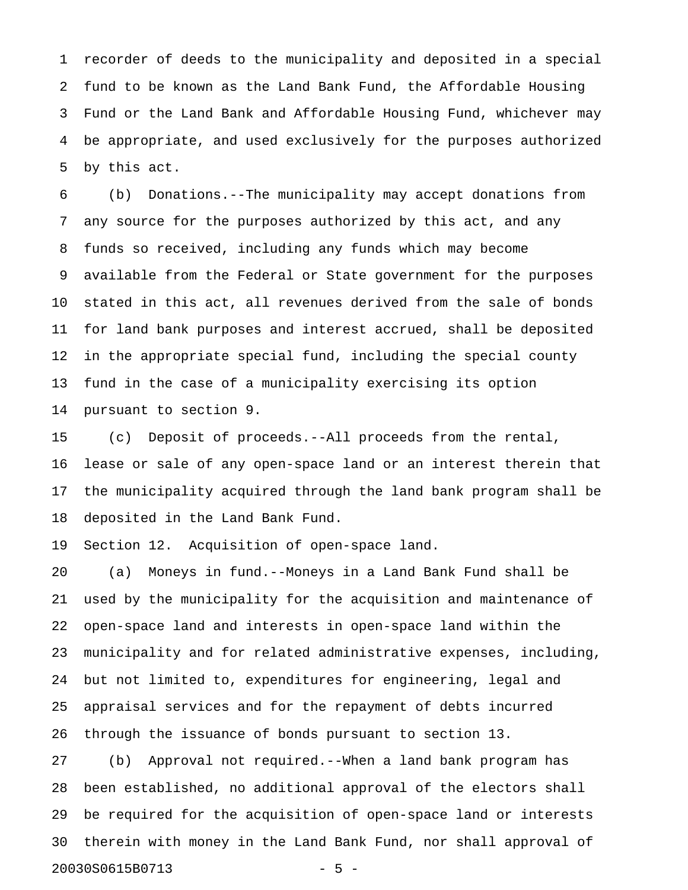recorder of deeds to the municipality and deposited in a special fund to be known as the Land Bank Fund, the Affordable Housing Fund or the Land Bank and Affordable Housing Fund, whichever may be appropriate, and used exclusively for the purposes authorized by this act.

(b) Donations.--The municipality may accept donations from any source for the purposes authorized by this act, and any funds so received, including any funds which may become available from the Federal or State government for the purposes stated in this act, all revenues derived from the sale of bonds for land bank purposes and interest accrued, shall be deposited in the appropriate special fund, including the special county fund in the case of a municipality exercising its option pursuant to section 9.

(c) Deposit of proceeds.--All proceeds from the rental, lease or sale of any open-space land or an interest therein that the municipality acquired through the land bank program shall be deposited in the Land Bank Fund.

Section 12. Acquisition of open-space land.

(a) Moneys in fund.--Moneys in a Land Bank Fund shall be used by the municipality for the acquisition and maintenance of open-space land and interests in open-space land within the municipality and for related administrative expenses, including, but not limited to, expenditures for engineering, legal and appraisal services and for the repayment of debts incurred through the issuance of bonds pursuant to section 13.

(b) Approval not required.--When a land bank program has been established, no additional approval of the electors shall be required for the acquisition of open-space land or interests therein with money in the Land Bank Fund, nor shall approval of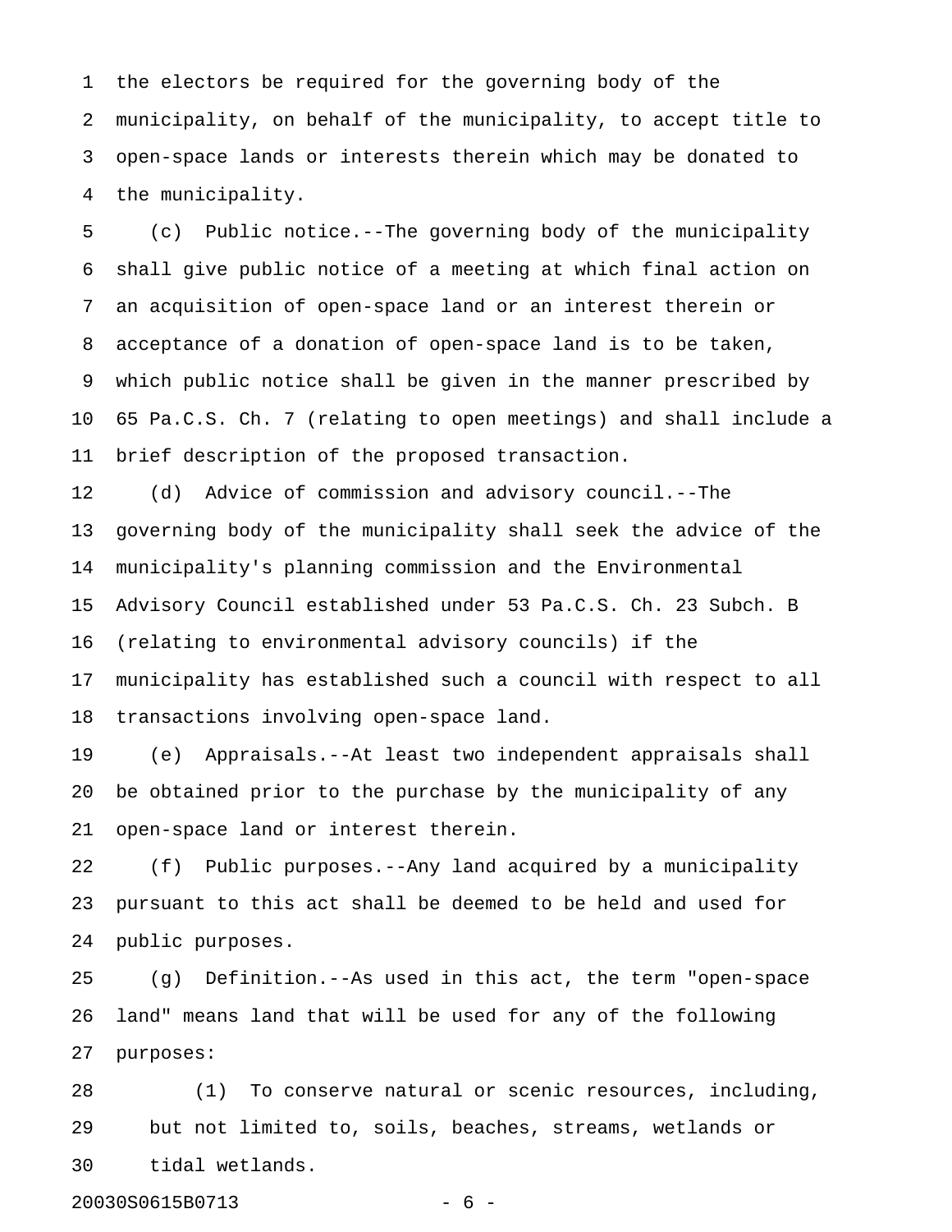the electors be required for the governing body of the municipality, on behalf of the municipality, to accept title to open-space lands or interests therein which may be donated to the municipality.

(c) Public notice.--The governing body of the municipality shall give public notice of a meeting at which final action on an acquisition of open-space land or an interest therein or acceptance of a donation of open-space land is to be taken, which public notice shall be given in the manner prescribed by 65 Pa.C.S. Ch. 7 (relating to open meetings) and shall include a brief description of the proposed transaction.

(d) Advice of commission and advisory council.--The governing body of the municipality shall seek the advice of the municipality's planning commission and the Environmental Advisory Council established under 53 Pa.C.S. Ch. 23 Subch. B (relating to environmental advisory councils) if the municipality has established such a council with respect to all transactions involving open-space land.

(e) Appraisals.--At least two independent appraisals shall be obtained prior to the purchase by the municipality of any open-space land or interest therein.

(f) Public purposes.--Any land acquired by a municipality pursuant to this act shall be deemed to be held and used for public purposes.

(g) Definition.--As used in this act, the term "open-space land" means land that will be used for any of the following purposes:

(1) To conserve natural or scenic resources, including, but not limited to, soils, beaches, streams, wetlands or tidal wetlands.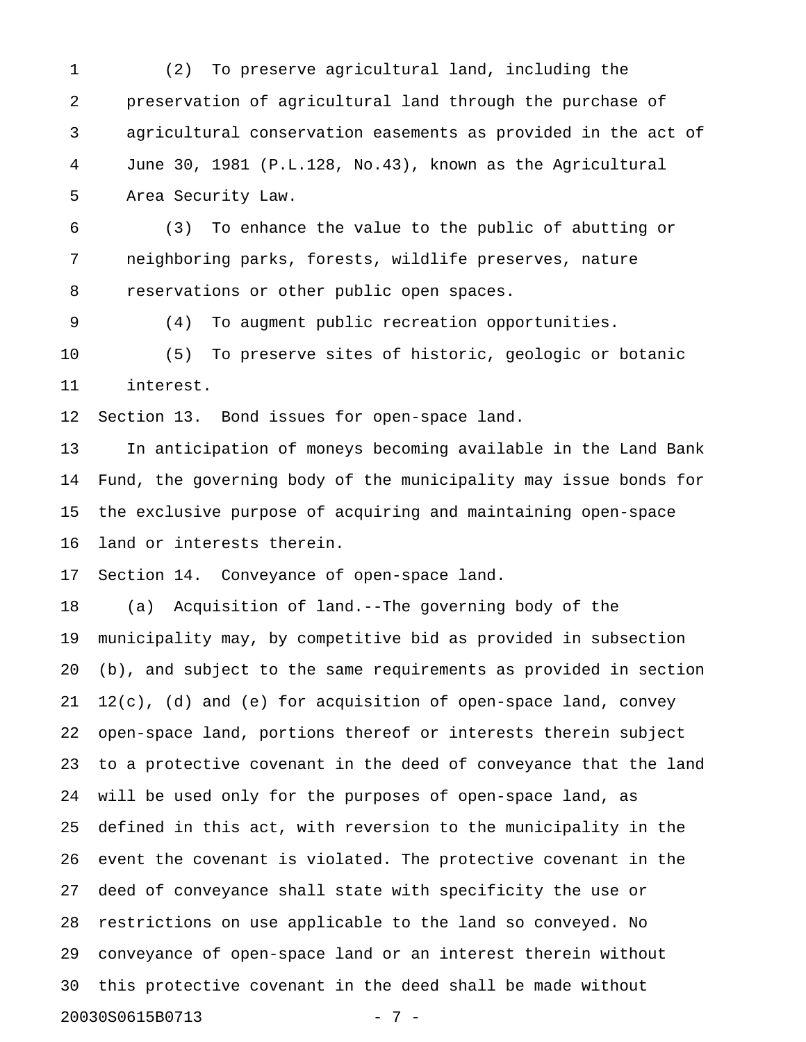(2) To preserve agricultural land, including the preservation of agricultural land through the purchase of agricultural conservation easements as provided in the act of June 30, 1981 (P.L.128, No.43), known as the Agricultural Area Security Law.

(3) To enhance the value to the public of abutting or neighboring parks, forests, wildlife preserves, nature reservations or other public open spaces.

(4) To augment public recreation opportunities.

(5) To preserve sites of historic, geologic or botanic interest.

Section 13. Bond issues for open-space land.

In anticipation of moneys becoming available in the Land Bank Fund, the governing body of the municipality may issue bonds for the exclusive purpose of acquiring and maintaining open-space land or interests therein.

Section 14. Conveyance of open-space land.

(a) Acquisition of land.--The governing body of the municipality may, by competitive bid as provided in subsection (b), and subject to the same requirements as provided in section 12(c), (d) and (e) for acquisition of open-space land, convey open-space land, portions thereof or interests therein subject to a protective covenant in the deed of conveyance that the land will be used only for the purposes of open-space land, as defined in this act, with reversion to the municipality in the event the covenant is violated. The protective covenant in the deed of conveyance shall state with specificity the use or restrictions on use applicable to the land so conveyed. No conveyance of open-space land or an interest therein without this protective covenant in the deed shall be made without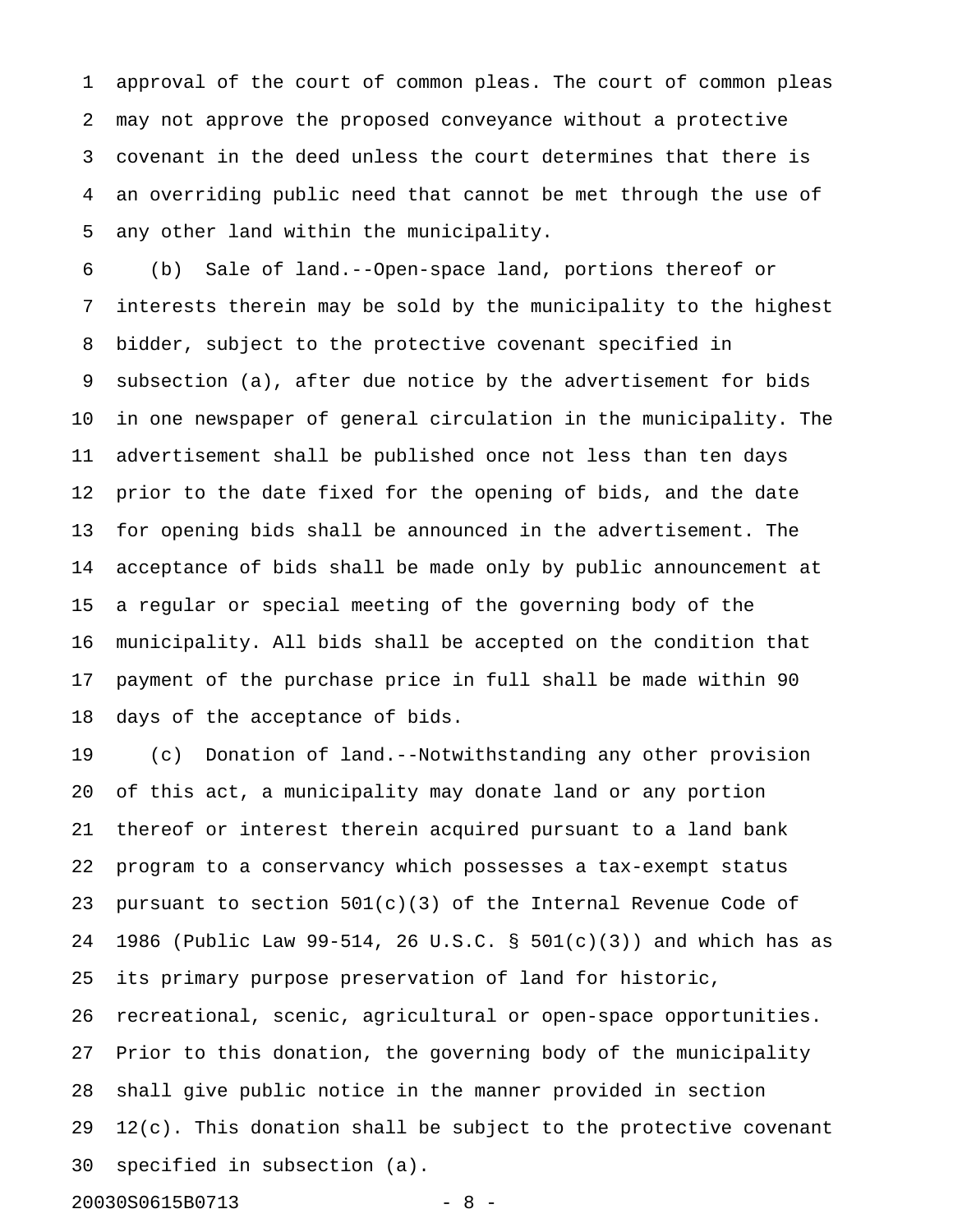approval of the court of common pleas. The court of common pleas may not approve the proposed conveyance without a protective covenant in the deed unless the court determines that there is an overriding public need that cannot be met through the use of any other land within the municipality.

(b) Sale of land.--Open-space land, portions thereof or interests therein may be sold by the municipality to the highest bidder, subject to the protective covenant specified in subsection (a), after due notice by the advertisement for bids in one newspaper of general circulation in the municipality. The advertisement shall be published once not less than ten days prior to the date fixed for the opening of bids, and the date for opening bids shall be announced in the advertisement. The acceptance of bids shall be made only by public announcement at a regular or special meeting of the governing body of the municipality. All bids shall be accepted on the condition that payment of the purchase price in full shall be made within 90 days of the acceptance of bids.

(c) Donation of land.--Notwithstanding any other provision of this act, a municipality may donate land or any portion thereof or interest therein acquired pursuant to a land bank program to a conservancy which possesses a tax-exempt status pursuant to section 501(c)(3) of the Internal Revenue Code of 1986 (Public Law 99-514, 26 U.S.C. § 501(c)(3)) and which has as its primary purpose preservation of land for historic, recreational, scenic, agricultural or open-space opportunities. Prior to this donation, the governing body of the municipality shall give public notice in the manner provided in section 12(c). This donation shall be subject to the protective covenant specified in subsection (a).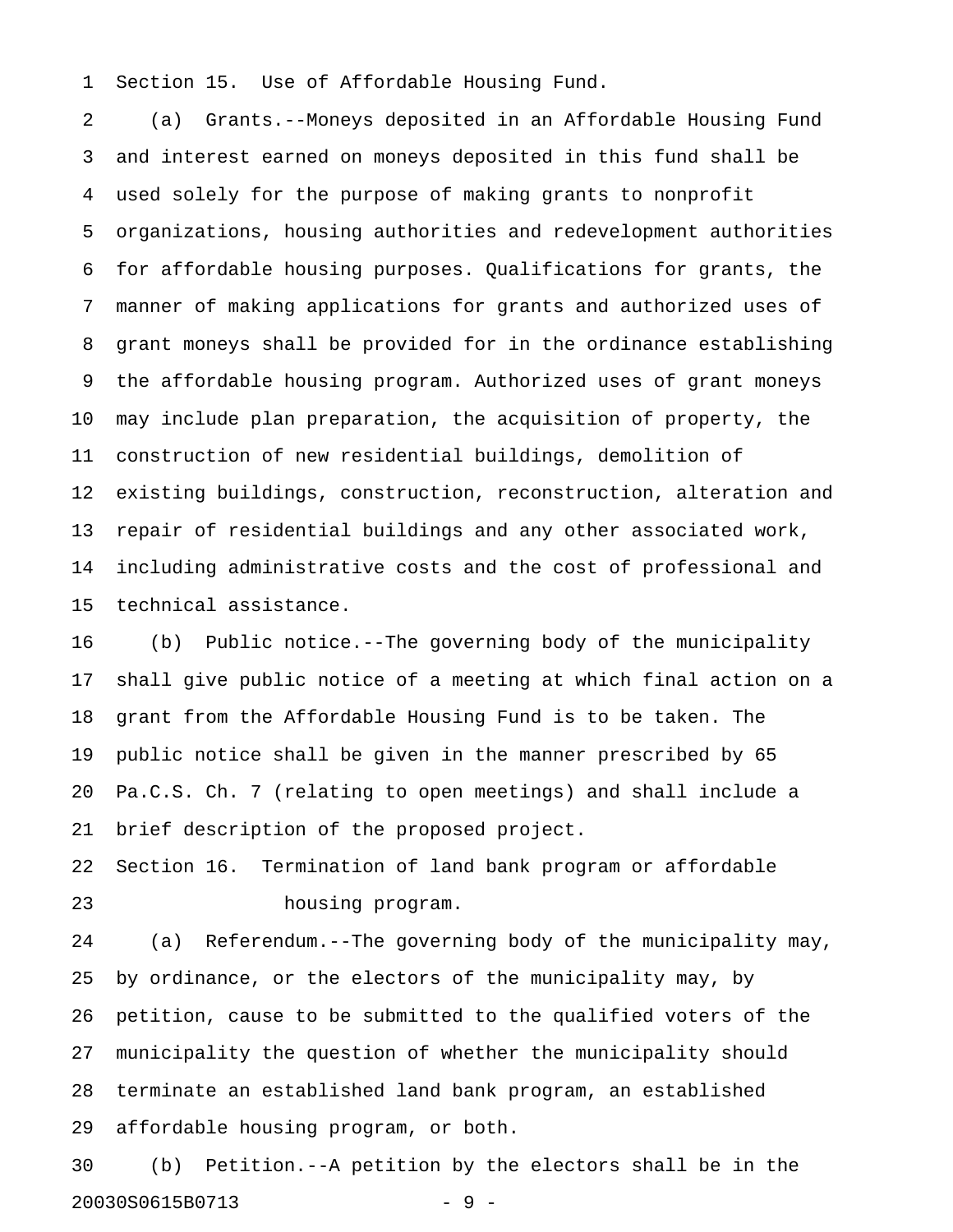Section 15. Use of Affordable Housing Fund.

(a) Grants.--Moneys deposited in an Affordable Housing Fund and interest earned on moneys deposited in this fund shall be used solely for the purpose of making grants to nonprofit organizations, housing authorities and redevelopment authorities for affordable housing purposes. Qualifications for grants, the manner of making applications for grants and authorized uses of grant moneys shall be provided for in the ordinance establishing the affordable housing program. Authorized uses of grant moneys may include plan preparation, the acquisition of property, the construction of new residential buildings, demolition of existing buildings, construction, reconstruction, alteration and repair of residential buildings and any other associated work, including administrative costs and the cost of professional and technical assistance.

(b) Public notice.--The governing body of the municipality shall give public notice of a meeting at which final action on a grant from the Affordable Housing Fund is to be taken. The public notice shall be given in the manner prescribed by 65 Pa.C.S. Ch. 7 (relating to open meetings) and shall include a brief description of the proposed project.

Section 16. Termination of land bank program or affordable housing program.

(a) Referendum.--The governing body of the municipality may, by ordinance, or the electors of the municipality may, by petition, cause to be submitted to the qualified voters of the municipality the question of whether the municipality should terminate an established land bank program, an established affordable housing program, or both.

(b) Petition.--A petition by the electors shall be in the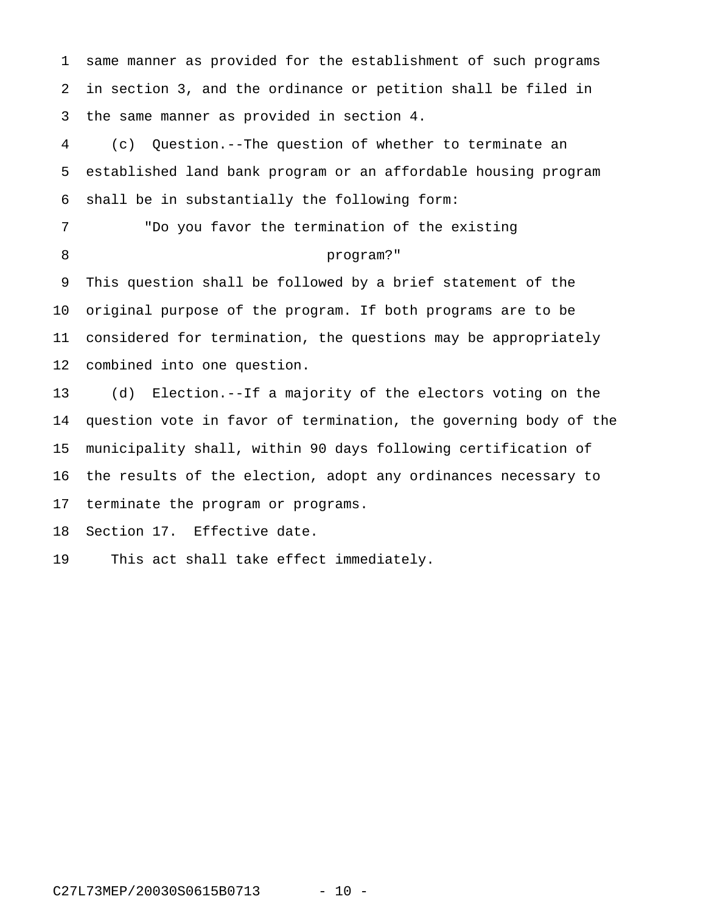same manner as provided for the establishment of such programs in section 3, and the ordinance or petition shall be filed in the same manner as provided in section 4.

(c) Question.--The question of whether to terminate an established land bank program or an affordable housing program shall be in substantially the following form:

"Do you favor the termination of the existing program?"

This question shall be followed by a brief statement of the original purpose of the program. If both programs are to be considered for termination, the questions may be appropriately combined into one question.

(d) Election.--If a majority of the electors voting on the question vote in favor of termination, the governing body of the municipality shall, within 90 days following certification of the results of the election, adopt any ordinances necessary to terminate the program or programs.

Section 17. Effective date.

This act shall take effect immediately.